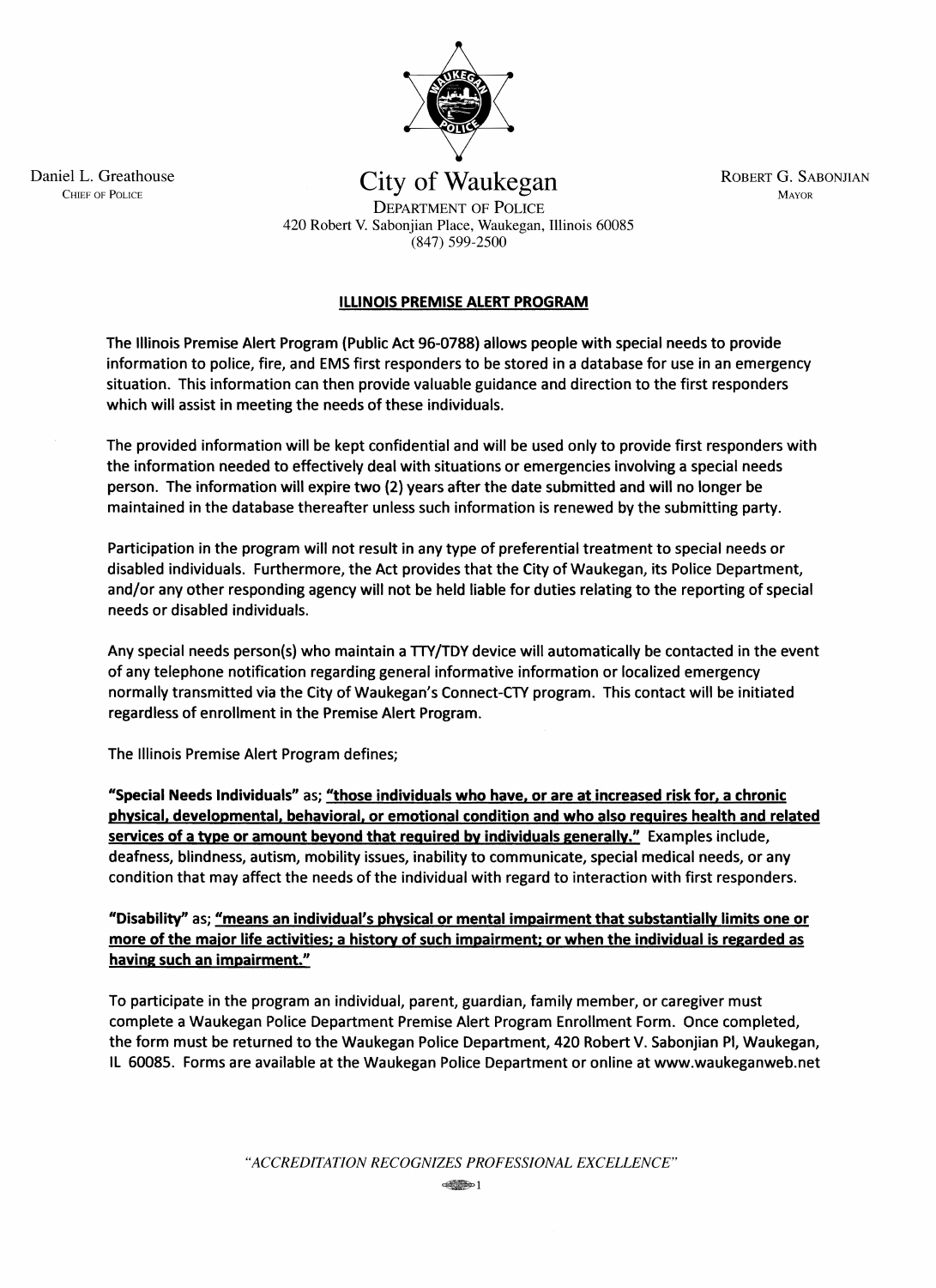Daniel L. Greathouse
CHIEF OF POLICE

# City of Waukegan

DEPARTMENT OF POLICE
420 Robert V. Sabonjian Place, Waukegan, Illinois 60085
(847) 599-2500

ROBERT G. SABONJIAN
MAYOR

## ILLINOIS PREMISE ALERT PROGRAM

The Illinois Premise Alert Program (Public Act 96-0788) allows people with special needs to provide information to police, fire, and EMS first responders to be stored in a database for use in an emergency situation. This information can then provide valuable guidance and direction to the first responders which will assist in meeting the needs of these individuals.

The provided information will be kept confidential and will be used only to provide first responders with the information needed to effectively deal with situations or emergencies involving a special needs person. The information will expire two (2) years after the date submitted and will no longer be maintained in the database thereafter unless such information is renewed by the submitting party.

Participation in the program will not result in any type of preferential treatment to special needs or disabled individuals. Furthermore, the Act provides that the City of Waukegan, its Police Department, and/or any other responding agency will not be held liable for duties relating to the reporting of special needs or disabled individuals.

Any special needs person(s) who maintain a TTY/TDY device will automatically be contacted in the event of any telephone notification regarding general informative information or localized emergency normally transmitted via the City of Waukegan's Connect-CTY program. This contact will be initiated regardless of enrollment in the Premise Alert Program.

The Illinois Premise Alert Program defines;

**"Special Needs Individuals"** as; **"those individuals who have, or are at increased risk for, a chronic physical, developmental, behavioral, or emotional condition and who also requires health and related services of a type or amount beyond that required by individuals generally."** Examples include, deafness, blindness, autism, mobility issues, inability to communicate, special medical needs, or any condition that may affect the needs of the individual with regard to interaction with first responders.

**"Disability"** as; **"means an individual's physical or mental impairment that substantially limits one or more of the major life activities; a history of such impairment; or when the individual is regarded as having such an impairment."**

To participate in the program an individual, parent, guardian, family member, or caregiver must complete a Waukegan Police Department Premise Alert Program Enrollment Form. Once completed, the form must be returned to the Waukegan Police Department, 420 Robert V. Sabonjian Pl, Waukegan, IL 60085. Forms are available at the Waukegan Police Department or online at www.waukeganweb.net

*"ACCREDITATION RECOGNIZES PROFESSIONAL EXCELLENCE"*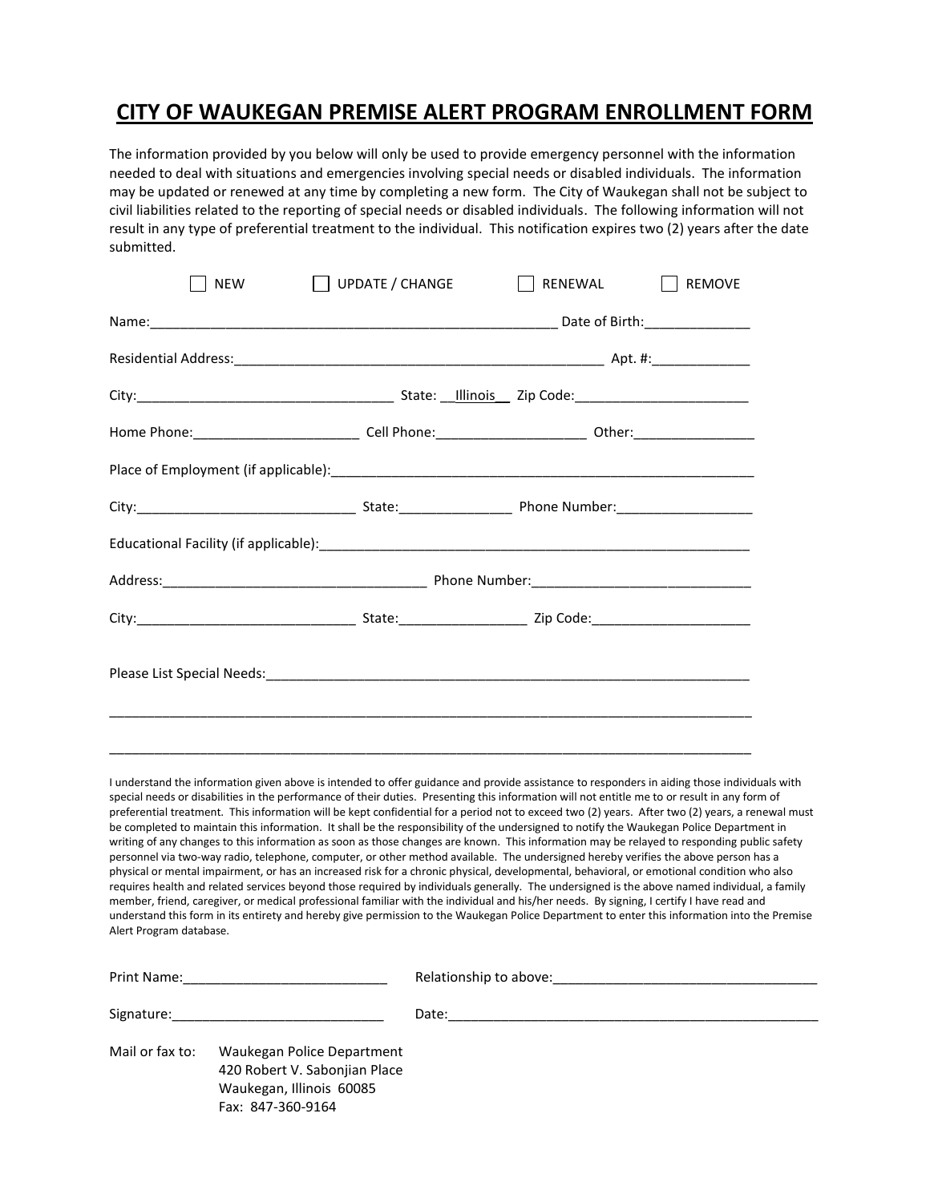# CITY OF WAUKEGAN PREMISE ALERT PROGRAM ENROLLMENT FORM

The information provided by you below will only be used to provide emergency personnel with the information needed to deal with situations and emergencies involving special needs or disabled individuals. The information may be updated or renewed at any time by completing a new form. The City of Waukegan shall not be subject to civil liabilities related to the reporting of special needs or disabled individuals. The following information will not result in any type of preferential treatment to the individual. This notification expires two (2) years after the date submitted.

☐ NEW ☐ UPDATE / CHANGE ☐ RENEWAL ☐ REMOVE

Name:_______________________________________________________ Date of Birth:_____________

Residential Address:__________________________________________________ Apt. #:_____________

City:__________________________________ State: __Illinois__ Zip Code:______________________

Home Phone:_____________________ Cell Phone:___________________ Other:________________

Place of Employment (if applicable):_________________________________________________________

City:____________________________ State:______________ Phone Number:_________________

Educational Facility (if applicable):__________________________________________________________

Address:__________________________________ Phone Number:_____________________________

City:____________________________ State:________________ Zip Code:_____________________

Please List Special Needs:___________________________________________________________

_____________________________________________________________________________________

_____________________________________________________________________________________

I understand the information given above is intended to offer guidance and provide assistance to responders in aiding those individuals with special needs or disabilities in the performance of their duties. Presenting this information will not entitle me to or result in any form of preferential treatment. This information will be kept confidential for a period not to exceed two (2) years. After two (2) years, a renewal must be completed to maintain this information. It shall be the responsibility of the undersigned to notify the Waukegan Police Department in writing of any changes to this information as soon as those changes are known. This information may be relayed to responding public safety personnel via two-way radio, telephone, computer, or other method available. The undersigned hereby verifies the above person has a physical or mental impairment, or has an increased risk for a chronic physical, developmental, behavioral, or emotional condition who also requires health and related services beyond those required by individuals generally. The undersigned is the above named individual, a family member, friend, caregiver, or medical professional familiar with the individual and his/her needs. By signing, I certify I have read and understand this form in its entirety and hereby give permission to the Waukegan Police Department to enter this information into the Premise Alert Program database.

Print Name:__________________________ Relationship to above:__________________________________

Signature:___________________________ Date:_________________________________________________

Mail or fax to: Waukegan Police Department
420 Robert V. Sabonjian Place
Waukegan, Illinois 60085
Fax: 847-360-9164